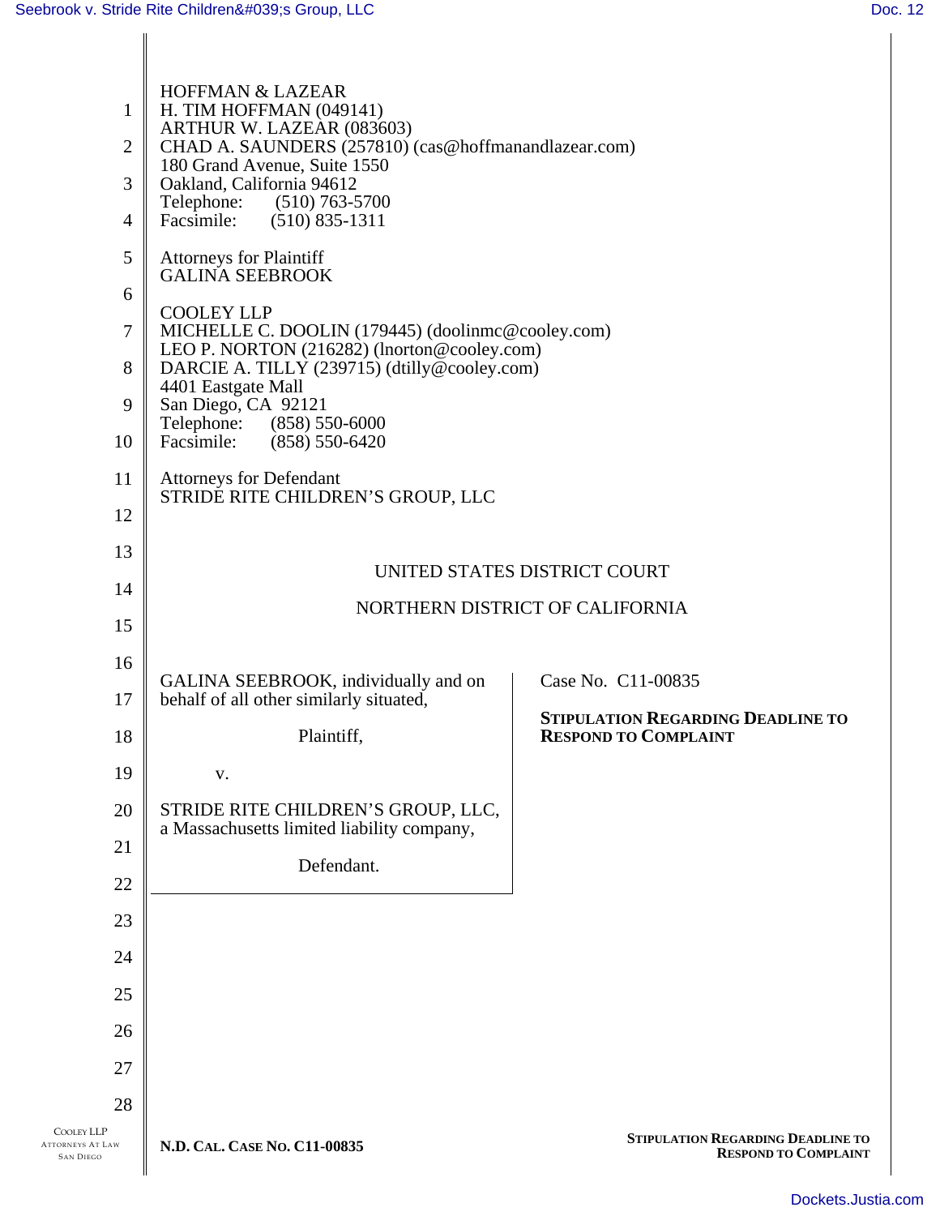HOFFMAN & LAZEAR
H. TIM HOFFMAN (049141)
ARTHUR W. LAZEAR (083603)
CHAD A. SAUNDERS (257810) (cas@hoffmanandlazear.com)
180 Grand Avenue, Suite 1550
Oakland, California 94612
Telephone: (510) 763-5700
Facsimile: (510) 835-1311

Attorneys for Plaintiff
GALINA SEEBROOK

COOLEY LLP
MICHELLE C. DOOLIN (179445) (doolinmc@cooley.com)
LEO P. NORTON (216282) (lnorton@cooley.com)
DARCIE A. TILLY (239715) (dtilly@cooley.com)
4401 Eastgate Mall
San Diego, CA 92121
Telephone: (858) 550-6000
Facsimile: (858) 550-6420

Attorneys for Defendant
STRIDE RITE CHILDREN'S GROUP, LLC

UNITED STATES DISTRICT COURT

NORTHERN DISTRICT OF CALIFORNIA

GALINA SEEBROOK, individually and on behalf of all other similarly situated,

Plaintiff,

v.

STRIDE RITE CHILDREN'S GROUP, LLC, a Massachusetts limited liability company,

Defendant.

Case No. C11-00835

**STIPULATION REGARDING DEADLINE TO RESPOND TO COMPLAINT**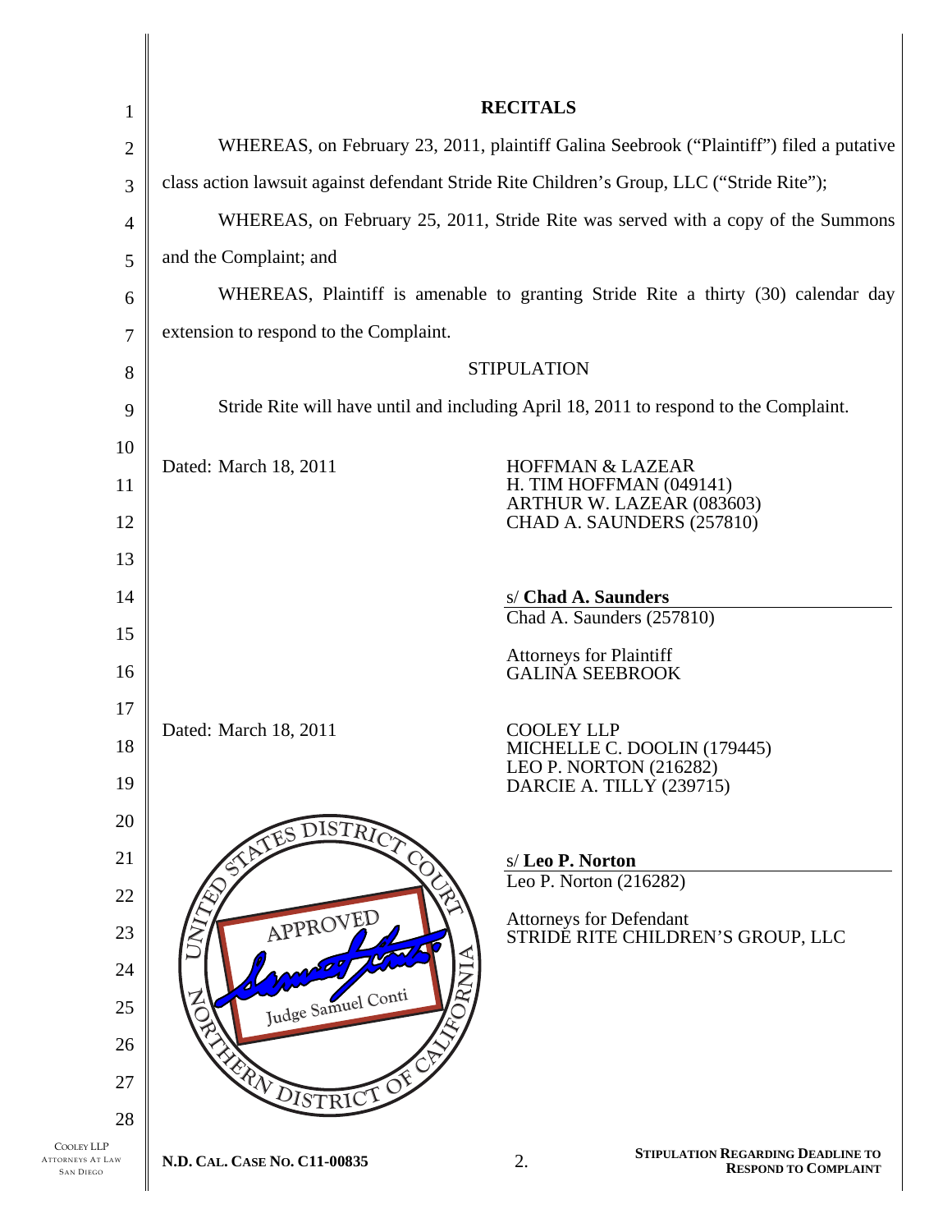## RECITALS

WHEREAS, on February 23, 2011, plaintiff Galina Seebrook ("Plaintiff") filed a putative class action lawsuit against defendant Stride Rite Children's Group, LLC ("Stride Rite");

WHEREAS, on February 25, 2011, Stride Rite was served with a copy of the Summons and the Complaint; and

WHEREAS, Plaintiff is amenable to granting Stride Rite a thirty (30) calendar day extension to respond to the Complaint.

## STIPULATION

Stride Rite will have until and including April 18, 2011 to respond to the Complaint.

Dated: March 18, 2011

HOFFMAN & LAZEAR
H. TIM HOFFMAN (049141)
ARTHUR W. LAZEAR (083603)
CHAD A. SAUNDERS (257810)

s/ **Chad A. Saunders**
Chad A. Saunders (257810)

Attorneys for Plaintiff
GALINA SEEBROOK

Dated: March 18, 2011

COOLEY LLP
MICHELLE C. DOOLIN (179445)
LEO P. NORTON (216282)
DARCIE A. TILLY (239715)

s/ **Leo P. Norton**
Leo P. Norton (216282)

Attorneys for Defendant
STRIDE RITE CHILDREN'S GROUP, LLC

UNITED STATES DISTRICT COURT NORTHERN DISTRICT OF CALIFORNIA
APPROVED
Judge Samuel Conti

N.D. CAL. CASE NO. C11-00835

STIPULATION REGARDING DEADLINE TO RESPOND TO COMPLAINT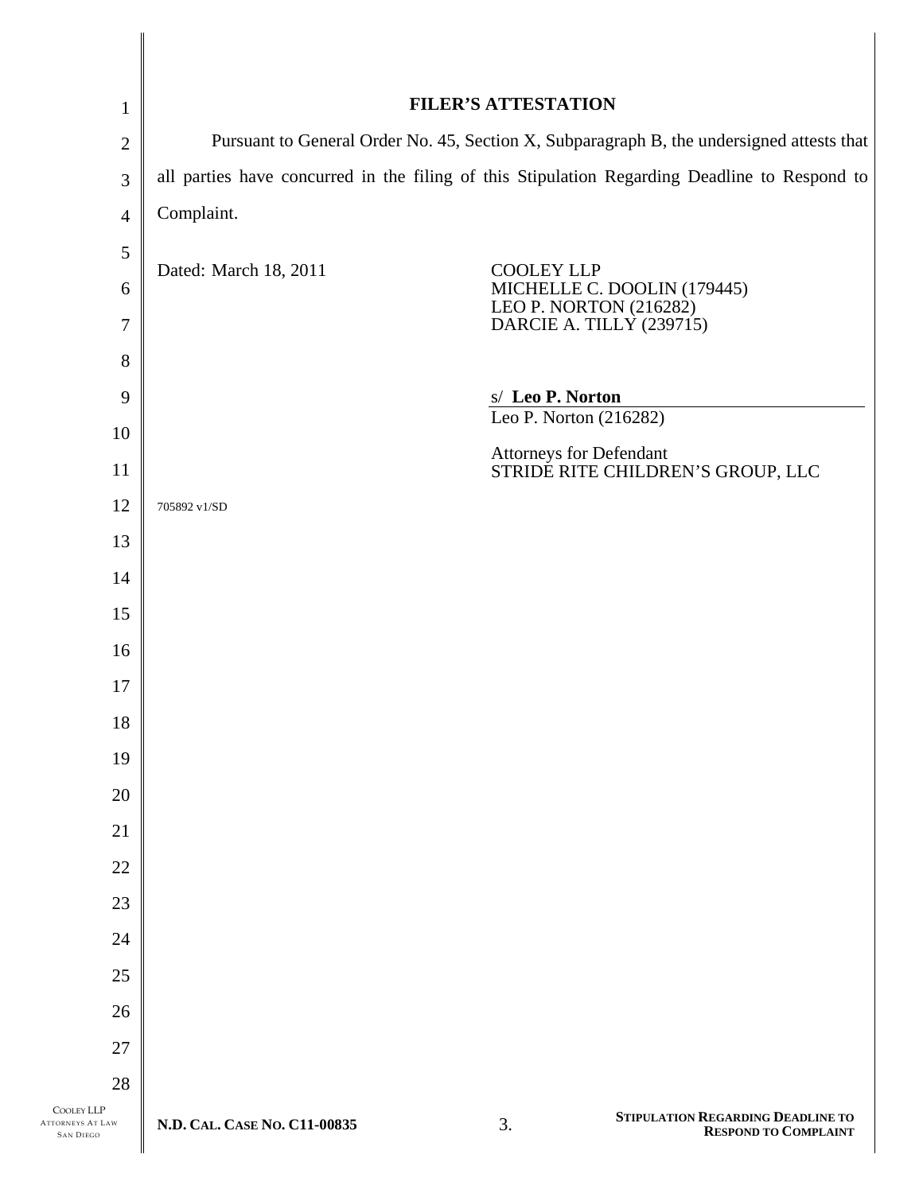## FILER'S ATTESTATION

Pursuant to General Order No. 45, Section X, Subparagraph B, the undersigned attests that all parties have concurred in the filing of this Stipulation Regarding Deadline to Respond to Complaint.

Dated: March 18, 2011

COOLEY LLP
MICHELLE C. DOOLIN (179445)
LEO P. NORTON (216282)
DARCIE A. TILLY (239715)

s/ **Leo P. Norton**
Leo P. Norton (216282)

Attorneys for Defendant
STRIDE RITE CHILDREN'S GROUP, LLC

705892 v1/SD